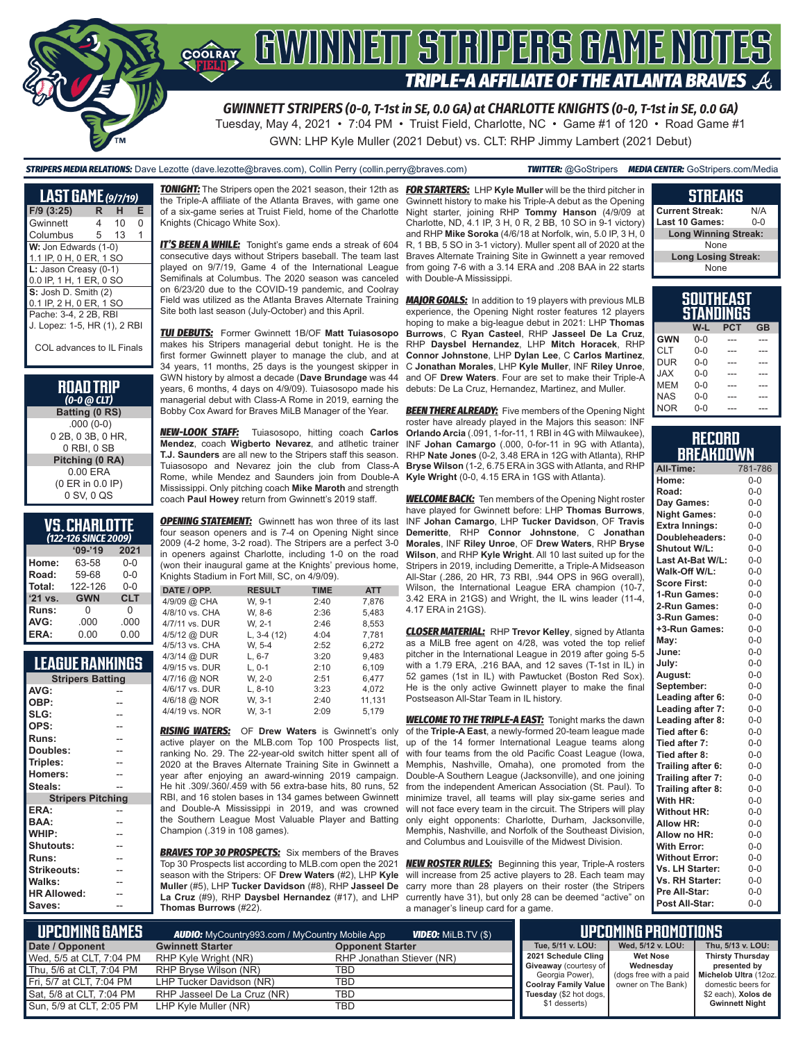# GWINNETT STRIPERS GAME NOTES

## TRIPLE-A AFFILIATE OF THE ATLANTA BRAVES

### GWINNETT STRIPERS (0-0, T-1st in SE, 0.0 GA) at CHARLOTTE KNIGHTS (0-0, T-1st in SE, 0.0 GA)

Tuesday, May 4, 2021 • 7:04 PM • Truist Field, Charlotte, NC • Game #1 of 120 • Road Game #1

GWN: LHP Kyle Muller (2021 Debut) vs. CLT: RHP Jimmy Lambert (2021 Debut)

***STRIPERS MEDIA RELATIONS:*** Dave Lezotte (dave.lezotte@braves.com), Collin Perry (collin.perry@braves.com) ***TWITTER:*** @GoStripers ***MEDIA CENTER:*** GoStripers.com/Media

## LAST GAME (9/7/19)

| F/9 (3:25) | R | H | E |
|---|---|---|---|
| Gwinnett | 4 | 10 | 0 |
| Columbus | 5 | 13 | 1 |

**W:** Jon Edwards (1-0)
1.1 IP, 0 H, 0 ER, 1 SO

**L:** Jason Creasy (0-1)
0.0 IP, 1 H, 1 ER, 0 SO

**S:** Josh D. Smith (2)
0.1 IP, 2 H, 0 ER, 1 SO

Pache: 3-4, 2 2B, RBI
J. Lopez: 1-5, HR (1), 2 RBI

COL advances to IL Finals

## ROAD TRIP
*(0-0 @ CLT)*

**Batting (0 RS)**
.000 (0-0)
0 2B, 0 3B, 0 HR,
0 RBI, 0 SB

**Pitching (0 RA)**
0.00 ERA
(0 ER in 0.0 IP)
0 SV, 0 QS

## VS. CHARLOTTE
*(122-126 SINCE 2009)*

| | '09-'19 | 2021 |
|---|---|---|
| Home: | 63-58 | 0-0 |
| Road: | 59-68 | 0-0 |
| Total: | 122-126 | 0-0 |
| '21 vs. | GWN | CLT |
| Runs: | 0 | 0 |
| AVG: | .000 | .000 |
| ERA: | 0.00 | 0.00 |

## LEAGUE RANKINGS

| Stripers Batting | |
|---|---|
| AVG: | -- |
| OBP: | -- |
| SLG: | -- |
| OPS: | -- |
| Runs: | -- |
| Doubles: | -- |
| Triples: | -- |
| Homers: | -- |
| Steals: | -- |
| **Stripers Pitching** | |
| ERA: | -- |
| BAA: | -- |
| WHIP: | -- |
| Shutouts: | -- |
| Runs: | -- |
| Strikeouts: | -- |
| Walks: | -- |
| HR Allowed: | -- |
| Saves: | -- |

***TONIGHT:*** The Stripers open the 2021 season, their 12th as the Triple-A affiliate of the Atlanta Braves, with game one of a six-game series at Truist Field, home of the Charlotte Knights (Chicago White Sox).

***IT'S BEEN A WHILE:*** Tonight's game ends a streak of 604 consecutive days without Stripers baseball. The team last played on 9/7/19, Game 4 of the International League Semifinals at Columbus. The 2020 season was canceled on 6/23/20 due to the COVID-19 pandemic, and Coolray Field was utilized as the Atlanta Braves Alternate Training Site both last season (July-October) and this April.

***TUI DEBUTS:*** Former Gwinnett 1B/OF **Matt Tuiasosopo** makes his Stripers managerial debut tonight. He is the first former Gwinnett player to manage the club, and at 34 years, 11 months, 25 days is the youngest skipper in GWN history by almost a decade (**Dave Brundage** was 44 years, 6 months, 4 days on 4/9/09). Tuiasosopo made his managerial debut with Class-A Rome in 2019, earning the Bobby Cox Award for Braves MiLB Manager of the Year.

***NEW-LOOK STAFF:*** Tuiasosopo, hitting coach **Carlos Mendez**, coach **Wigberto Nevarez**, and athletic trainer **T.J. Saunders** are all new to the Stripers staff this season. Tuiasosopo and Nevarez join the club from Class-A Rome, while Mendez and Saunders join from Double-A Mississippi. Only pitching coach **Mike Maroth** and strength coach **Paul Howey** return from Gwinnett's 2019 staff.

***OPENING STATEMENT:*** Gwinnett has won three of its last four season openers and is 7-4 on Opening Night since 2009 (4-2 home, 3-2 road). The Stripers are a perfect 3-0 in openers against Charlotte, including 1-0 on the road (won their inaugural game at the Knights' previous home, Knights Stadium in Fort Mill, SC, on 4/9/09).

| DATE / OPP. | RESULT | TIME | ATT |
|---|---|---|---|
| 4/9/09 @ CHA | W, 9-1 | 2:40 | 7,876 |
| 4/8/10 vs. CHA | W, 8-6 | 2:36 | 5,483 |
| 4/7/11 vs. DUR | W, 2-1 | 2:46 | 8,553 |
| 4/5/12 @ DUR | L, 3-4 (12) | 4:04 | 7,781 |
| 4/5/13 vs. CHA | W, 5-4 | 2:52 | 6,272 |
| 4/3/14 @ DUR | L, 6-7 | 3:20 | 9,483 |
| 4/9/15 vs. DUR | L, 0-1 | 2:10 | 6,109 |
| 4/7/16 @ NOR | W, 2-0 | 2:51 | 6,477 |
| 4/6/17 vs. DUR | L, 8-10 | 3:23 | 4,072 |
| 4/6/18 @ NOR | W, 3-1 | 2:40 | 11,131 |
| 4/4/19 vs. NOR | W, 3-1 | 2:09 | 5,179 |

***RISING WATERS:*** OF **Drew Waters** is Gwinnett's only active player on the MLB.com Top 100 Prospects list, ranking No. 29. The 22-year-old switch hitter spent all of 2020 at the Braves Alternate Training Site in Gwinnett a year after enjoying an award-winning 2019 campaign. He hit .309/.360/.459 with 56 extra-base hits, 80 runs, 52 RBI, and 16 stolen bases in 134 games between Gwinnett and Double-A Mississippi in 2019, and was crowned the Southern League Most Valuable Player and Batting Champion (.319 in 108 games).

***BRAVES TOP 30 PROSPECTS:*** Six members of the Braves Top 30 Prospects list according to MLB.com open the 2021 season with the Stripers: OF **Drew Waters** (#2), LHP **Kyle Muller** (#5), LHP **Tucker Davidson** (#8), RHP **Jasseel De La Cruz** (#9), RHP **Daysbel Hernandez** (#17), and LHP **Thomas Burrows** (#22).

***FOR STARTERS:*** LHP **Kyle Muller** will be the third pitcher in Gwinnett history to make his Triple-A debut as the Opening Night starter, joining RHP **Tommy Hanson** (4/9/09 at Charlotte, ND, 4.1 IP, 3 H, 0 R, 2 BB, 10 SO in 9-1 victory) and RHP **Mike Soroka** (4/6/18 at Norfolk, win, 5.0 IP, 3 H, 0 R, 1 BB, 5 SO in 3-1 victory). Muller spent all of 2020 at the Braves Alternate Training Site in Gwinnett a year removed from going 7-6 with a 3.14 ERA and .208 BAA in 22 starts with Double-A Mississippi.

***MAJOR GOALS:*** In addition to 19 players with previous MLB experience, the Opening Night roster features 12 players hoping to make a big-league debut in 2021: LHP **Thomas Burrows**, C **Ryan Casteel**, RHP **Jasseel De La Cruz**, RHP **Daysbel Hernandez**, LHP **Mitch Horacek**, RHP **Connor Johnstone**, LHP **Dylan Lee**, C **Carlos Martinez**, C **Jonathan Morales**, LHP **Kyle Muller**, INF **Riley Unroe**, and OF **Drew Waters**. Four are set to make their Triple-A debuts: De La Cruz, Hernandez, Martinez, and Muller.

***BEEN THERE ALREADY:*** Five members of the Opening Night roster have already played in the Majors this season: INF **Orlando Arcia** (.091, 1-for-11, 1 RBI in 4G with Milwaukee), INF **Johan Camargo** (.000, 0-for-11 in 9G with Atlanta), RHP **Nate Jones** (0-2, 3.48 ERA in 12G with Atlanta), RHP **Bryse Wilson** (1-2, 6.75 ERA in 3GS with Atlanta), and RHP **Kyle Wright** (0-0, 4.15 ERA in 1GS with Atlanta).

***WELCOME BACK:*** Ten members of the Opening Night roster have played for Gwinnett before: LHP **Thomas Burrows**, INF **Johan Camargo**, LHP **Tucker Davidson**, OF **Travis Demeritte**, RHP **Connor Johnstone**, C **Jonathan Morales**, INF **Riley Unroe**, OF **Drew Waters**, RHP **Bryse Wilson**, and RHP **Kyle Wright**. All 10 last suited up for the Stripers in 2019, including Demeritte, a Triple-A Midseason All-Star (.286, 20 HR, 73 RBI, .944 OPS in 96G overall), Wilson, the International League ERA champion (10-7, 3.42 ERA in 21GS) and Wright, the IL wins leader (11-4, 4.17 ERA in 21GS).

***CLOSER MATERIAL:*** RHP **Trevor Kelley**, signed by Atlanta as a MiLB free agent on 4/28, was voted the top relief pitcher in the International League in 2019 after going 5-5 with a 1.79 ERA, .216 BAA, and 12 saves (T-1st in IL) in 52 games (1st in IL) with Pawtucket (Boston Red Sox). He is the only active Gwinnett player to make the final Postseason All-Star Team in IL history.

***WELCOME TO THE TRIPLE-A EAST:*** Tonight marks the dawn of the **Triple-A East**, a newly-formed 20-team league made up of the 14 former International League teams along with four teams from the old Pacific Coast League (Iowa, Memphis, Nashville, Omaha), one promoted from the Double-A Southern League (Jacksonville), and one joining from the independent American Association (St. Paul). To minimize travel, all teams will play six-game series and will not face every team in the circuit. The Stripers will play only eight opponents: Charlotte, Durham, Jacksonville, Memphis, Nashville, and Norfolk of the Southeast Division, and Columbus and Louisville of the Midwest Division.

***NEW ROSTER RULES:*** Beginning this year, Triple-A rosters will increase from 25 active players to 28. Each team may carry more than 28 players on their roster (the Stripers currently have 31), but only 28 can be deemed "active" on a manager's lineup card for a game.

## STREAKS

| | |
|---|---|
| Current Streak: | N/A |
| Last 10 Games: | 0-0 |
| **Long Winning Streak:** | |
| None | |
| **Long Losing Streak:** | |
| None | |

## SOUTHEAST STANDINGS

| | W-L | PCT | GB |
|---|---|---|---|
| GWN | 0-0 | --- | --- |
| CLT | 0-0 | --- | --- |
| DUR | 0-0 | --- | --- |
| JAX | 0-0 | --- | --- |
| MEM | 0-0 | --- | --- |
| NAS | 0-0 | --- | --- |
| NOR | 0-0 | --- | --- |

## RECORD BREAKDOWN

| | |
|---|---|
| All-Time: | 781-786 |
| Home: | 0-0 |
| Road: | 0-0 |
| Day Games: | 0-0 |
| Night Games: | 0-0 |
| Extra Innings: | 0-0 |
| Doubleheaders: | 0-0 |
| Shutout W/L: | 0-0 |
| Last At-Bat W/L: | 0-0 |
| Walk-Off W/L: | 0-0 |
| Score First: | 0-0 |
| 1-Run Games: | 0-0 |
| 2-Run Games: | 0-0 |
| 3-Run Games: | 0-0 |
| +3-Run Games: | 0-0 |
| May: | 0-0 |
| June: | 0-0 |
| July: | 0-0 |
| August: | 0-0 |
| September: | 0-0 |
| Leading after 6: | 0-0 |
| Leading after 7: | 0-0 |
| Leading after 8: | 0-0 |
| Tied after 6: | 0-0 |
| Tied after 7: | 0-0 |
| Tied after 8: | 0-0 |
| Trailing after 6: | 0-0 |
| Trailing after 7: | 0-0 |
| Trailing after 8: | 0-0 |
| With HR: | 0-0 |
| Without HR: | 0-0 |
| Allow HR: | 0-0 |
| Allow no HR: | 0-0 |
| With Error: | 0-0 |
| Without Error: | 0-0 |
| Vs. LH Starter: | 0-0 |
| Vs. RH Starter: | 0-0 |
| Pre All-Star: | 0-0 |
| Post All-Star: | 0-0 |

## UPCOMING GAMES

***AUDIO:*** MyCountry993.com / MyCountry Mobile App ***VIDEO:*** MiLB.TV ($)

| Date / Opponent | Gwinnett Starter | Opponent Starter |
|---|---|---|
| Wed, 5/5 at CLT, 7:04 PM | RHP Kyle Wright (NR) | RHP Jonathan Stiever (NR) |
| Thu, 5/6 at CLT, 7:04 PM | RHP Bryse Wilson (NR) | TBD |
| Fri, 5/7 at CLT, 7:04 PM | LHP Tucker Davidson (NR) | TBD |
| Sat, 5/8 at CLT, 7:04 PM | RHP Jasseel De La Cruz (NR) | TBD |
| Sun, 5/9 at CLT, 2:05 PM | LHP Kyle Muller (NR) | TBD |

## UPCOMING PROMOTIONS

| Tue, 5/11 v. LOU: | Wed, 5/12 v. LOU: | Thu, 5/13 v. LOU: |
|---|---|---|
| **2021 Schedule Cling Giveaway** (courtesy of Georgia Power), **Coolray Family Value Tuesday** ($2 hot dogs, $1 desserts) | **Wet Nose Wednesday** (dogs free with a paid owner on The Bank) | **Thirsty Thursday presented by Michelob Ultra** (12oz. domestic beers for $2 each), **Xolos de Gwinnett Night** |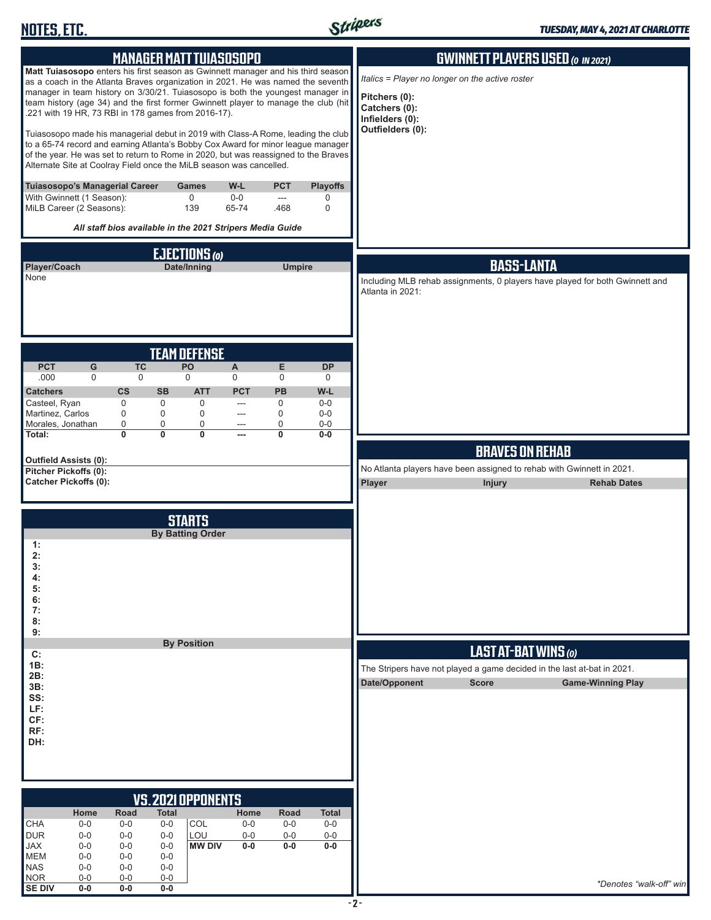## MANAGER MATT TUIASOSOPO

**Matt Tuiasosopo** enters his first season as Gwinnett manager and his third season as a coach in the Atlanta Braves organization in 2021. He was named the seventh manager in team history on 3/30/21. Tuiasosopo is both the youngest manager in team history (age 34) and the first former Gwinnett player to manage the club (hit .221 with 19 HR, 73 RBI in 178 games from 2016-17).

Tuiasosopo made his managerial debut in 2019 with Class-A Rome, leading the club to a 65-74 record and earning Atlanta's Bobby Cox Award for minor league manager of the year. He was set to return to Rome in 2020, but was reassigned to the Braves Alternate Site at Coolray Field once the MiLB season was cancelled.

| Tuiasosopo's Managerial Career | Games | W-L | PCT | Playoffs |
|---|---|---|---|---|
| With Gwinnett (1 Season): | 0 | 0-0 | --- | 0 |
| MiLB Career (2 Seasons): | 139 | 65-74 | .468 | 0 |

*All staff bios available in the 2021 Stripers Media Guide*

## EJECTIONS (0)

| Player/Coach | Date/Inning | Umpire |
|---|---|---|
| None | | |

## TEAM DEFENSE

| PCT | G | TC | PO | A | E | DP |
|---|---|---|---|---|---|---|
| .000 | 0 | 0 | 0 | 0 | 0 | 0 |

| Catchers | CS | SB | ATT | PCT | PB | W-L |
|---|---|---|---|---|---|---|
| Casteel, Ryan | 0 | 0 | 0 | --- | 0 | 0-0 |
| Martinez, Carlos | 0 | 0 | 0 | --- | 0 | 0-0 |
| Morales, Jonathan | 0 | 0 | 0 | --- | 0 | 0-0 |
| **Total:** | **0** | **0** | **0** | **---** | **0** | **0-0** |

**Outfield Assists (0):**
**Pitcher Pickoffs (0):**
**Catcher Pickoffs (0):**

## STARTS

**By Batting Order**

1:
2:
3:
4:
5:
6:
7:
8:
9:

**By Position**

C:
1B:
2B:
3B:
SS:
LF:
CF:
RF:
DH:

## VS. 2021 OPPONENTS

| | Home | Road | Total | | Home | Road | Total |
|---|---|---|---|---|---|---|---|
| CHA | 0-0 | 0-0 | 0-0 | COL | 0-0 | 0-0 | 0-0 |
| DUR | 0-0 | 0-0 | 0-0 | LOU | 0-0 | 0-0 | 0-0 |
| JAX | 0-0 | 0-0 | 0-0 | **MW DIV** | **0-0** | **0-0** | **0-0** |
| MEM | 0-0 | 0-0 | 0-0 | | | | |
| NAS | 0-0 | 0-0 | 0-0 | | | | |
| NOR | 0-0 | 0-0 | 0-0 | | | | |
| **SE DIV** | **0-0** | **0-0** | **0-0** | | | | |

## GWINNETT PLAYERS USED (0 IN 2021)

*Italics = Player no longer on the active roster*

**Pitchers (0):**
**Catchers (0):**
**Infielders (0):**
**Outfielders (0):**

## BASS-LANTA

Including MLB rehab assignments, 0 players have played for both Gwinnett and Atlanta in 2021:

## BRAVES ON REHAB

No Atlanta players have been assigned to rehab with Gwinnett in 2021.

| Player | Injury | Rehab Dates |
|---|---|---|

## LAST AT-BAT WINS (0)

The Stripers have not played a game decided in the last at-bat in 2021.

| Date/Opponent | Score | Game-Winning Play |
|---|---|---|

*\*Denotes "walk-off" win*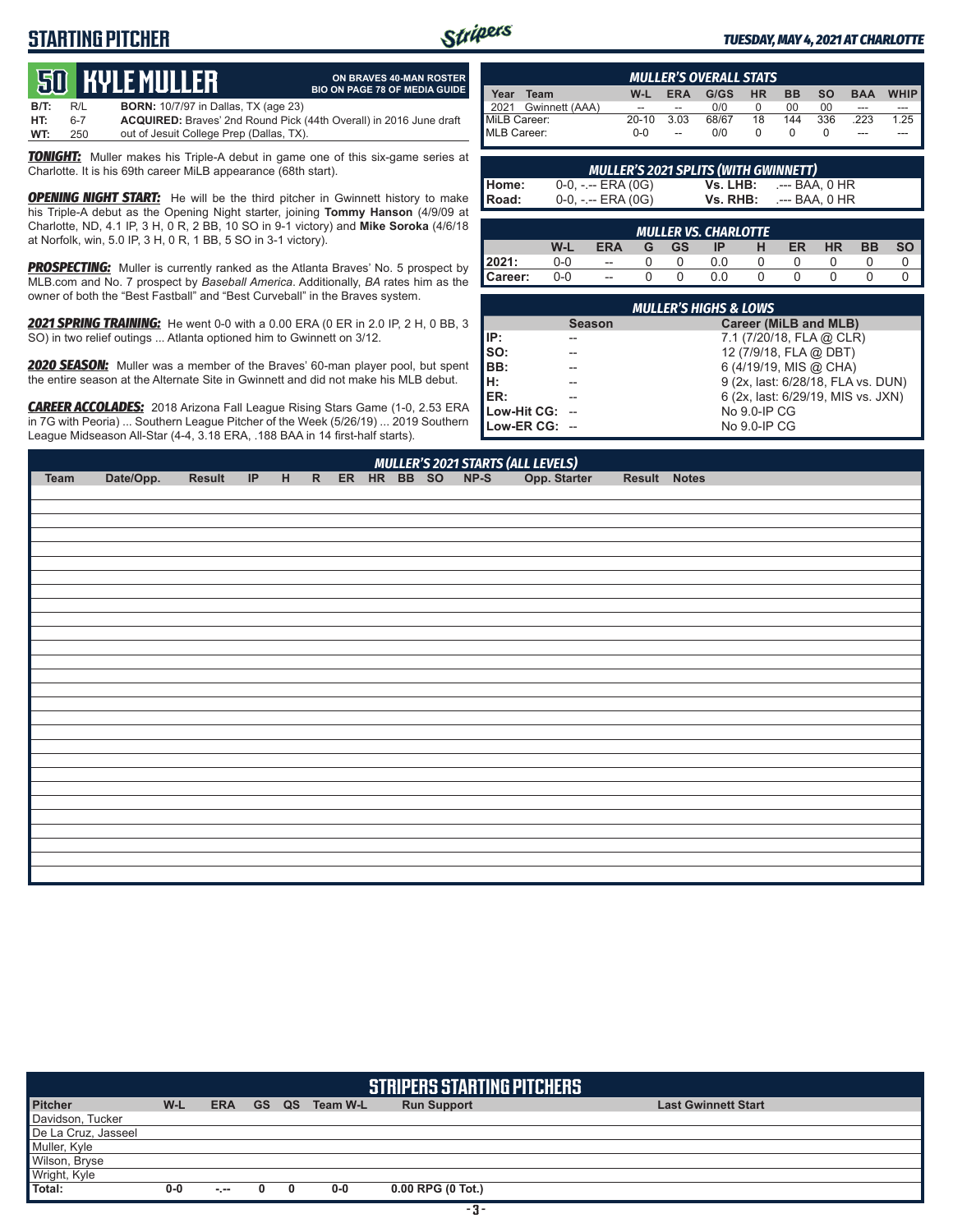# STARTING PITCHER

*TUESDAY, MAY 4, 2021 AT CHARLOTTE*

## 50 KYLE MULLER

**ON BRAVES 40-MAN ROSTER**
**BIO ON PAGE 78 OF MEDIA GUIDE**

| | | |
|---|---|---|
| **B/T:** | R/L | **BORN:** 10/7/97 in Dallas, TX (age 23) |
| **HT:** | 6-7 | **ACQUIRED:** Braves' 2nd Round Pick (44th Overall) in 2016 June draft |
| **WT:** | 250 | out of Jesuit College Prep (Dallas, TX). |

***TONIGHT:*** Muller makes his Triple-A debut in game one of this six-game series at Charlotte. It is his 69th career MiLB appearance (68th start).

***OPENING NIGHT START:*** He will be the third pitcher in Gwinnett history to make his Triple-A debut as the Opening Night starter, joining **Tommy Hanson** (4/9/09 at Charlotte, ND, 4.1 IP, 3 H, 0 R, 2 BB, 10 SO in 9-1 victory) and **Mike Soroka** (4/6/18 at Norfolk, win, 5.0 IP, 3 H, 0 R, 1 BB, 5 SO in 3-1 victory).

***PROSPECTING:*** Muller is currently ranked as the Atlanta Braves' No. 5 prospect by MLB.com and No. 7 prospect by *Baseball America*. Additionally, *BA* rates him as the owner of both the "Best Fastball" and "Best Curveball" in the Braves system.

***2021 SPRING TRAINING:*** He went 0-0 with a 0.00 ERA (0 ER in 2.0 IP, 2 H, 0 BB, 3 SO) in two relief outings ... Atlanta optioned him to Gwinnett on 3/12.

***2020 SEASON:*** Muller was a member of the Braves' 60-man player pool, but spent the entire season at the Alternate Site in Gwinnett and did not make his MLB debut.

***CAREER ACCOLADES:*** 2018 Arizona Fall League Rising Stars Game (1-0, 2.53 ERA in 7G with Peoria) ... Southern League Pitcher of the Week (5/26/19) ... 2019 Southern League Midseason All-Star (4-4, 3.18 ERA, .188 BAA in 14 first-half starts).

### MULLER'S OVERALL STATS

| Year | Team | W-L | ERA | G/GS | HR | BB | SO | BAA | WHIP |
|---|---|---|---|---|---|---|---|---|---|
| 2021 | Gwinnett (AAA) | -- | -- | 0/0 | 0 | 00 | 00 | --- | --- |
| MiLB Career: | | 20-10 | 3.03 | 68/67 | 18 | 144 | 336 | .223 | 1.25 |
| MLB Career: | | 0-0 | -- | 0/0 | 0 | 0 | 0 | --- | --- |

### MULLER'S 2021 SPLITS (WITH GWINNETT)

| | | | |
|---|---|---|---|
| **Home:** | 0-0, -.-- ERA (0G) | **Vs. LHB:** | .--- BAA, 0 HR |
| **Road:** | 0-0, -.-- ERA (0G) | **Vs. RHB:** | .--- BAA, 0 HR |

### MULLER VS. CHARLOTTE

| | W-L | ERA | G | GS | IP | H | ER | HR | BB | SO |
|---|---|---|---|---|---|---|---|---|---|---|
| **2021:** | 0-0 | -- | 0 | 0 | 0.0 | 0 | 0 | 0 | 0 | 0 |
| **Career:** | 0-0 | -- | 0 | 0 | 0.0 | 0 | 0 | 0 | 0 | 0 |

### MULLER'S HIGHS & LOWS

| | Season | Career (MiLB and MLB) |
|---|---|---|
| **IP:** | -- | 7.1 (7/20/18, FLA @ CLR) |
| **SO:** | -- | 12 (7/9/18, FLA @ DBT) |
| **BB:** | -- | 6 (4/19/19, MIS @ CHA) |
| **H:** | -- | 9 (2x, last: 6/28/18, FLA vs. DUN) |
| **ER:** | -- | 6 (2x, last: 6/29/19, MIS vs. JXN) |
| **Low-Hit CG:** | -- | No 9.0-IP CG |
| **Low-ER CG:** | -- | No 9.0-IP CG |

### MULLER'S 2021 STARTS (ALL LEVELS)

| Team | Date/Opp. | Result | IP | H | R | ER | HR | BB | SO | NP-S | Opp. Starter | Result | Notes |
|---|---|---|---|---|---|---|---|---|---|---|---|---|---|

## STRIPERS STARTING PITCHERS

| Pitcher | W-L | ERA | GS | QS | Team W-L | Run Support | Last Gwinnett Start |
|---|---|---|---|---|---|---|---|
| Davidson, Tucker | | | | | | | |
| De La Cruz, Jasseel | | | | | | | |
| Muller, Kyle | | | | | | | |
| Wilson, Bryse | | | | | | | |
| Wright, Kyle | | | | | | | |
| **Total:** | 0-0 | -.-- | 0 | 0 | 0-0 | 0.00 RPG (0 Tot.) | |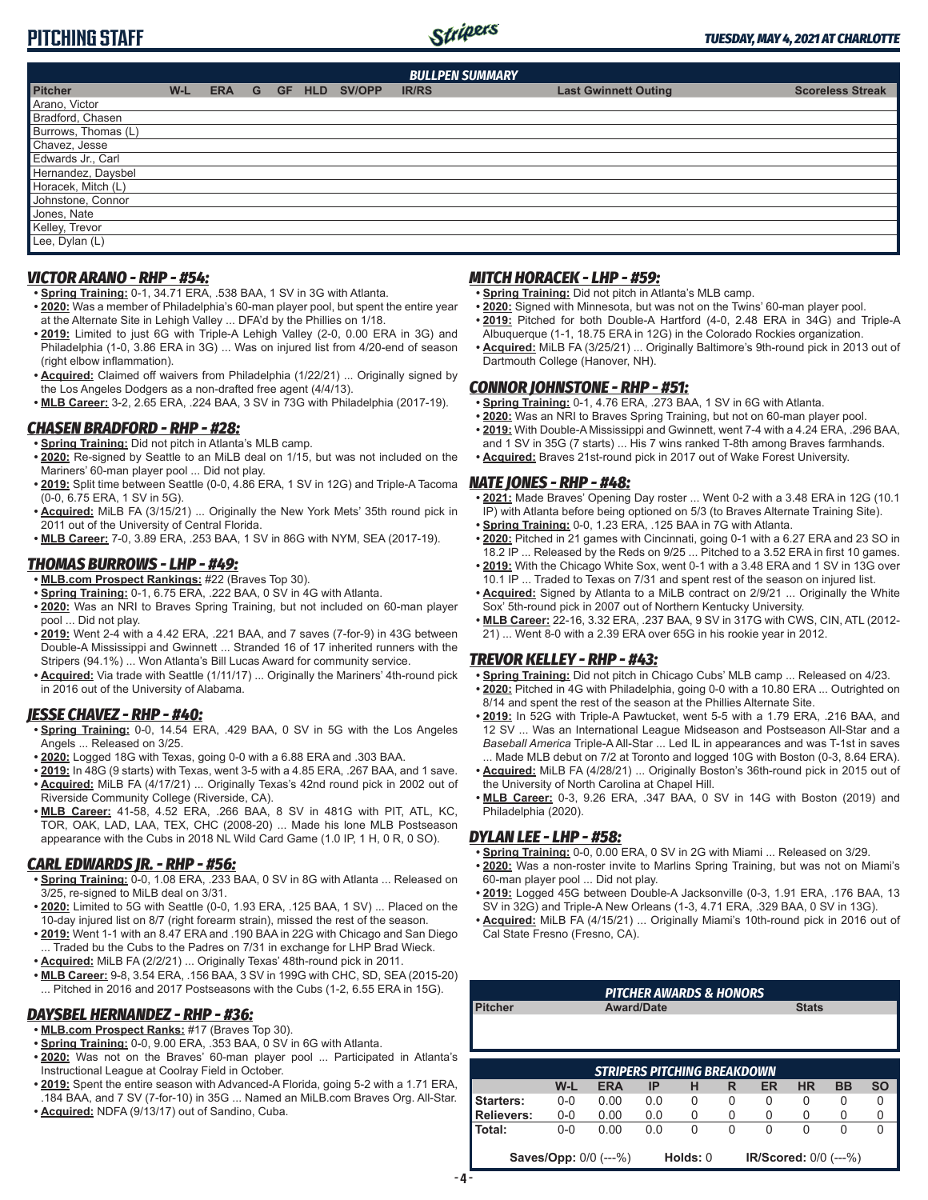# PITCHING STAFF

*TUESDAY, MAY 4, 2021 AT CHARLOTTE*

### BULLPEN SUMMARY

| Pitcher | W-L | ERA | G | GF | HLD | SV/OPP | IR/RS | Last Gwinnett Outing | Scoreless Streak |
|---|---|---|---|---|---|---|---|---|---|
| Arano, Victor | | | | | | | | | |
| Bradford, Chasen | | | | | | | | | |
| Burrows, Thomas (L) | | | | | | | | | |
| Chavez, Jesse | | | | | | | | | |
| Edwards Jr., Carl | | | | | | | | | |
| Hernandez, Daysbel | | | | | | | | | |
| Horacek, Mitch (L) | | | | | | | | | |
| Johnstone, Connor | | | | | | | | | |
| Jones, Nate | | | | | | | | | |
| Kelley, Trevor | | | | | | | | | |
| Lee, Dylan (L) | | | | | | | | | |

### VICTOR ARANO - RHP - #54:

- **Spring Training:** 0-1, 34.71 ERA, .538 BAA, 1 SV in 3G with Atlanta.
- **2020:** Was a member of Philadelphia's 60-man player pool, but spent the entire year at the Alternate Site in Lehigh Valley ... DFA'd by the Phillies on 1/18.
- **2019:** Limited to just 6G with Triple-A Lehigh Valley (2-0, 0.00 ERA in 3G) and Philadelphia (1-0, 3.86 ERA in 3G) ... Was on injured list from 4/20-end of season (right elbow inflammation).
- **Acquired:** Claimed off waivers from Philadelphia (1/22/21) ... Originally signed by the Los Angeles Dodgers as a non-drafted free agent (4/4/13).
- **MLB Career:** 3-2, 2.65 ERA, .224 BAA, 3 SV in 73G with Philadelphia (2017-19).

### CHASEN BRADFORD - RHP - #28:

- **Spring Training:** Did not pitch in Atlanta's MLB camp.
- **2020:** Re-signed by Seattle to an MiLB deal on 1/15, but was not included on the Mariners' 60-man player pool ... Did not play.
- **2019:** Split time between Seattle (0-0, 4.86 ERA, 1 SV in 12G) and Triple-A Tacoma (0-0, 6.75 ERA, 1 SV in 5G).
- **Acquired:** MiLB FA (3/15/21) ... Originally the New York Mets' 35th round pick in 2011 out of the University of Central Florida.
- **MLB Career:** 7-0, 3.89 ERA, .253 BAA, 1 SV in 86G with NYM, SEA (2017-19).

### THOMAS BURROWS - LHP - #49:

- **MLB.com Prospect Rankings:** #22 (Braves Top 30).
- **Spring Training:** 0-1, 6.75 ERA, .222 BAA, 0 SV in 4G with Atlanta.
- **2020:** Was an NRI to Braves Spring Training, but not included on 60-man player pool ... Did not play.
- **2019:** Went 2-4 with a 4.42 ERA, .221 BAA, and 7 saves (7-for-9) in 43G between Double-A Mississippi and Gwinnett ... Stranded 16 of 17 inherited runners with the Stripers (94.1%) ... Won Atlanta's Bill Lucas Award for community service.
- **Acquired:** Via trade with Seattle (1/11/17) ... Originally the Mariners' 4th-round pick in 2016 out of the University of Alabama.

### JESSE CHAVEZ - RHP - #40:

- **Spring Training:** 0-0, 14.54 ERA, .429 BAA, 0 SV in 5G with the Los Angeles Angels ... Released on 3/25.
- **2020:** Logged 18G with Texas, going 0-0 with a 6.88 ERA and .303 BAA.
- **2019:** In 48G (9 starts) with Texas, went 3-5 with a 4.85 ERA, .267 BAA, and 1 save.
- **Acquired:** MiLB FA (4/17/21) ... Originally Texas's 42nd round pick in 2002 out of Riverside Community College (Riverside, CA).
- **MLB Career:** 41-58, 4.52 ERA, .266 BAA, 8 SV in 481G with PIT, ATL, KC, TOR, OAK, LAD, LAA, TEX, CHC (2008-20) ... Made his lone MLB Postseason appearance with the Cubs in 2018 NL Wild Card Game (1.0 IP, 1 H, 0 R, 0 SO).

### CARL EDWARDS JR. - RHP - #56:

- **Spring Training:** 0-0, 1.08 ERA, .233 BAA, 0 SV in 8G with Atlanta ... Released on 3/25, re-signed to MiLB deal on 3/31.
- **2020:** Limited to 5G with Seattle (0-0, 1.93 ERA, .125 BAA, 1 SV) ... Placed on the 10-day injured list on 8/7 (right forearm strain), missed the rest of the season.
- **2019:** Went 1-1 with an 8.47 ERA and .190 BAA in 22G with Chicago and San Diego ... Traded bu the Cubs to the Padres on 7/31 in exchange for LHP Brad Wieck.
- **Acquired:** MiLB FA (2/2/21) ... Originally Texas' 48th-round pick in 2011.
- **MLB Career:** 9-8, 3.54 ERA, .156 BAA, 3 SV in 199G with CHC, SD, SEA (2015-20) ... Pitched in 2016 and 2017 Postseasons with the Cubs (1-2, 6.55 ERA in 15G).

### DAYSBEL HERNANDEZ - RHP - #36:

- **MLB.com Prospect Ranks:** #17 (Braves Top 30).
- **Spring Training:** 0-0, 9.00 ERA, .353 BAA, 0 SV in 6G with Atlanta.
- **2020:** Was not on the Braves' 60-man player pool ... Participated in Atlanta's Instructional League at Coolray Field in October.
- **2019:** Spent the entire season with Advanced-A Florida, going 5-2 with a 1.71 ERA, .184 BAA, and 7 SV (7-for-10) in 35G ... Named an MiLB.com Braves Org. All-Star.
- **Acquired:** NDFA (9/13/17) out of Sandino, Cuba.

### MITCH HORACEK - LHP - #59:

- **Spring Training:** Did not pitch in Atlanta's MLB camp.
- **2020:** Signed with Minnesota, but was not on the Twins' 60-man player pool.
- **2019:** Pitched for both Double-A Hartford (4-0, 2.48 ERA in 34G) and Triple-A Albuquerque (1-1, 18.75 ERA in 12G) in the Colorado Rockies organization.
- **Acquired:** MiLB FA (3/25/21) ... Originally Baltimore's 9th-round pick in 2013 out of Dartmouth College (Hanover, NH).

### CONNOR JOHNSTONE - RHP - #51:

- **Spring Training:** 0-1, 4.76 ERA, .273 BAA, 1 SV in 6G with Atlanta.
- **2020:** Was an NRI to Braves Spring Training, but not on 60-man player pool.
- **2019:** With Double-A Mississippi and Gwinnett, went 7-4 with a 4.24 ERA, .296 BAA, and 1 SV in 35G (7 starts) ... His 7 wins ranked T-8th among Braves farmhands.
- **Acquired:** Braves 21st-round pick in 2017 out of Wake Forest University.

### NATE JONES - RHP - #48:

- **2021:** Made Braves' Opening Day roster ... Went 0-2 with a 3.48 ERA in 12G (10.1 IP) with Atlanta before being optioned on 5/3 (to Braves Alternate Training Site).
- **Spring Training:** 0-0, 1.23 ERA, .125 BAA in 7G with Atlanta.
- **2020:** Pitched in 21 games with Cincinnati, going 0-1 with a 6.27 ERA and 23 SO in 18.2 IP ... Released by the Reds on 9/25 ... Pitched to a 3.52 ERA in first 10 games.
- **2019:** With the Chicago White Sox, went 0-1 with a 3.48 ERA and 1 SV in 13G over 10.1 IP ... Traded to Texas on 7/31 and spent rest of the season on injured list.
- **Acquired:** Signed by Atlanta to a MiLB contract on 2/9/21 ... Originally the White Sox' 5th-round pick in 2007 out of Northern Kentucky University.
- **MLB Career:** 22-16, 3.32 ERA, .237 BAA, 9 SV in 317G with CWS, CIN, ATL (2012-21) ... Went 8-0 with a 2.39 ERA over 65G in his rookie year in 2012.

### TREVOR KELLEY - RHP - #43:

- **Spring Training:** Did not pitch in Chicago Cubs' MLB camp ... Released on 4/23.
- **2020:** Pitched in 4G with Philadelphia, going 0-0 with a 10.80 ERA ... Outrighted on 8/14 and spent the rest of the season at the Phillies Alternate Site.
- **2019:** In 52G with Triple-A Pawtucket, went 5-5 with a 1.79 ERA, .216 BAA, and 12 SV ... Was an International League Midseason and Postseason All-Star and a *Baseball America* Triple-A All-Star ... Led IL in appearances and was T-1st in saves ... Made MLB debut on 7/2 at Toronto and logged 10G with Boston (0-3, 8.64 ERA).
- **Acquired:** MiLB FA (4/28/21) ... Originally Boston's 36th-round pick in 2015 out of the University of North Carolina at Chapel Hill.
- **MLB Career:** 0-3, 9.26 ERA, .347 BAA, 0 SV in 14G with Boston (2019) and Philadelphia (2020).

### DYLAN LEE - LHP - #58:

- **Spring Training:** 0-0, 0.00 ERA, 0 SV in 2G with Miami ... Released on 3/29.
- **2020:** Was a non-roster invite to Marlins Spring Training, but was not on Miami's 60-man player pool ... Did not play.
- **2019:** Logged 45G between Double-A Jacksonville (0-3, 1.91 ERA, .176 BAA, 13 SV in 32G) and Triple-A New Orleans (1-3, 4.71 ERA, .329 BAA, 0 SV in 13G).
- **Acquired:** MiLB FA (4/15/21) ... Originally Miami's 10th-round pick in 2016 out of Cal State Fresno (Fresno, CA).

### PITCHER AWARDS & HONORS

| Pitcher | Award/Date | Stats |
|---|---|---|
| | | |

### STRIPERS PITCHING BREAKDOWN

| | W-L | ERA | IP | H | R | ER | HR | BB | SO |
|---|---|---|---|---|---|---|---|---|---|
| Starters: | 0-0 | 0.00 | 0.0 | 0 | 0 | 0 | 0 | 0 | 0 |
| Relievers: | 0-0 | 0.00 | 0.0 | 0 | 0 | 0 | 0 | 0 | 0 |
| Total: | 0-0 | 0.00 | 0.0 | 0 | 0 | 0 | 0 | 0 | 0 |

**Saves/Opp:** 0/0 (---%) **Holds:** 0 **IR/Scored:** 0/0 (---%)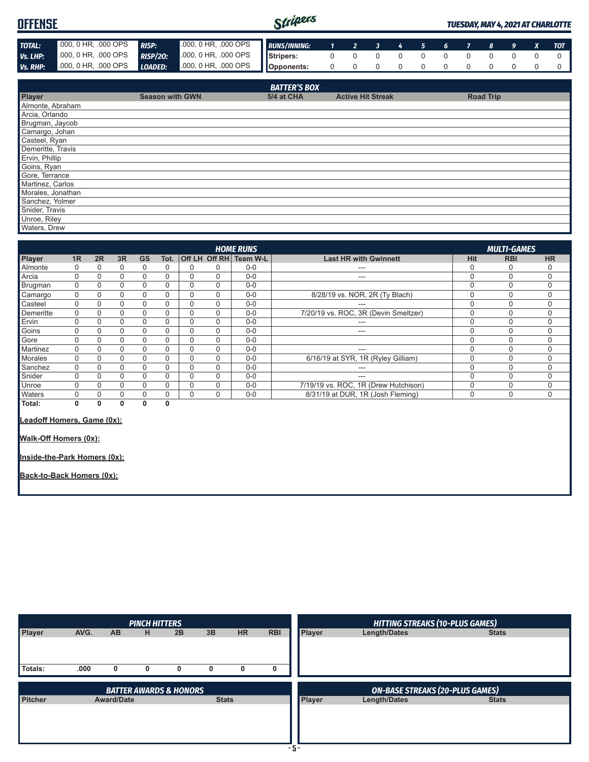# OFFENSE

*TUESDAY, MAY 4, 2021 AT CHARLOTTE*

| | | | |
|---|---|---|---|
| **TOTAL:** | .000, 0 HR, .000 OPS | **RISP:** | .000, 0 HR, .000 OPS |
| **Vs. LHP:** | .000, 0 HR, .000 OPS | **RISP/2O:** | .000, 0 HR, .000 OPS |
| **Vs. RHP:** | .000, 0 HR, .000 OPS | **LOADED:** | .000, 0 HR, .000 OPS |

| RUNS/INNING: | 1 | 2 | 3 | 4 | 5 | 6 | 7 | 8 | 9 | X | TOT |
|---|---|---|---|---|---|---|---|---|---|---|---|
| Stripers: | 0 | 0 | 0 | 0 | 0 | 0 | 0 | 0 | 0 | 0 | 0 |
| Opponents: | 0 | 0 | 0 | 0 | 0 | 0 | 0 | 0 | 0 | 0 | 0 |

## BATTER'S BOX

| Player | Season with GWN | 5/4 at CHA | Active Hit Streak | Road Trip |
|---|---|---|---|---|
| Almonte, Abraham | | | | |
| Arcia, Orlando | | | | |
| Brugman, Jaycob | | | | |
| Camargo, Johan | | | | |
| Casteel, Ryan | | | | |
| Demeritte, Travis | | | | |
| Ervin, Phillip | | | | |
| Goins, Ryan | | | | |
| Gore, Terrance | | | | |
| Martinez, Carlos | | | | |
| Morales, Jonathan | | | | |
| Sanchez, Yolmer | | | | |
| Snider, Travis | | | | |
| Unroe, Riley | | | | |
| Waters, Drew | | | | |

## HOME RUNS / MULTI-GAMES

| Player | 1R | 2R | 3R | GS | Tot. | Off LH | Off RH | Team W-L | Last HR with Gwinnett | Hit | RBI | HR |
|---|---|---|---|---|---|---|---|---|---|---|---|---|
| Almonte | 0 | 0 | 0 | 0 | 0 | 0 | 0 | 0-0 | --- | 0 | 0 | 0 |
| Arcia | 0 | 0 | 0 | 0 | 0 | 0 | 0 | 0-0 | --- | 0 | 0 | 0 |
| Brugman | 0 | 0 | 0 | 0 | 0 | 0 | 0 | 0-0 | | 0 | 0 | 0 |
| Camargo | 0 | 0 | 0 | 0 | 0 | 0 | 0 | 0-0 | 8/28/19 vs. NOR, 2R (Ty Blach) | 0 | 0 | 0 |
| Casteel | 0 | 0 | 0 | 0 | 0 | 0 | 0 | 0-0 | --- | 0 | 0 | 0 |
| Demeritte | 0 | 0 | 0 | 0 | 0 | 0 | 0 | 0-0 | 7/20/19 vs. ROC, 3R (Devin Smeltzer) | 0 | 0 | 0 |
| Ervin | 0 | 0 | 0 | 0 | 0 | 0 | 0 | 0-0 | --- | 0 | 0 | 0 |
| Goins | 0 | 0 | 0 | 0 | 0 | 0 | 0 | 0-0 | --- | 0 | 0 | 0 |
| Gore | 0 | 0 | 0 | 0 | 0 | 0 | 0 | 0-0 | | 0 | 0 | 0 |
| Martinez | 0 | 0 | 0 | 0 | 0 | 0 | 0 | 0-0 | --- | 0 | 0 | 0 |
| Morales | 0 | 0 | 0 | 0 | 0 | 0 | 0 | 0-0 | 6/16/19 at SYR, 1R (Ryley Gilliam) | 0 | 0 | 0 |
| Sanchez | 0 | 0 | 0 | 0 | 0 | 0 | 0 | 0-0 | --- | 0 | 0 | 0 |
| Snider | 0 | 0 | 0 | 0 | 0 | 0 | 0 | 0-0 | --- | 0 | 0 | 0 |
| Unroe | 0 | 0 | 0 | 0 | 0 | 0 | 0 | 0-0 | 7/19/19 vs. ROC, 1R (Drew Hutchison) | 0 | 0 | 0 |
| Waters | 0 | 0 | 0 | 0 | 0 | 0 | 0 | 0-0 | 8/31/19 at DUR, 1R (Josh Fleming) | 0 | 0 | 0 |
| **Total:** | **0** | **0** | **0** | **0** | **0** | | | | | | | |

**Leadoff Homers, Game (0x):**

**Walk-Off Homers (0x):**

**Inside-the-Park Homers (0x):**

**Back-to-Back Homers (0x):**

## PINCH HITTERS

| Player | AVG. | AB | H | 2B | 3B | HR | RBI |
|---|---|---|---|---|---|---|---|
| **Totals:** | **.000** | **0** | **0** | **0** | **0** | **0** | **0** |

## HITTING STREAKS (10-PLUS GAMES)

| Player | Length/Dates | Stats |
|---|---|---|

## BATTER AWARDS & HONORS

| Pitcher | Award/Date | Stats |
|---|---|---|

## ON-BASE STREAKS (20-PLUS GAMES)

| Player | Length/Dates | Stats |
|---|---|---|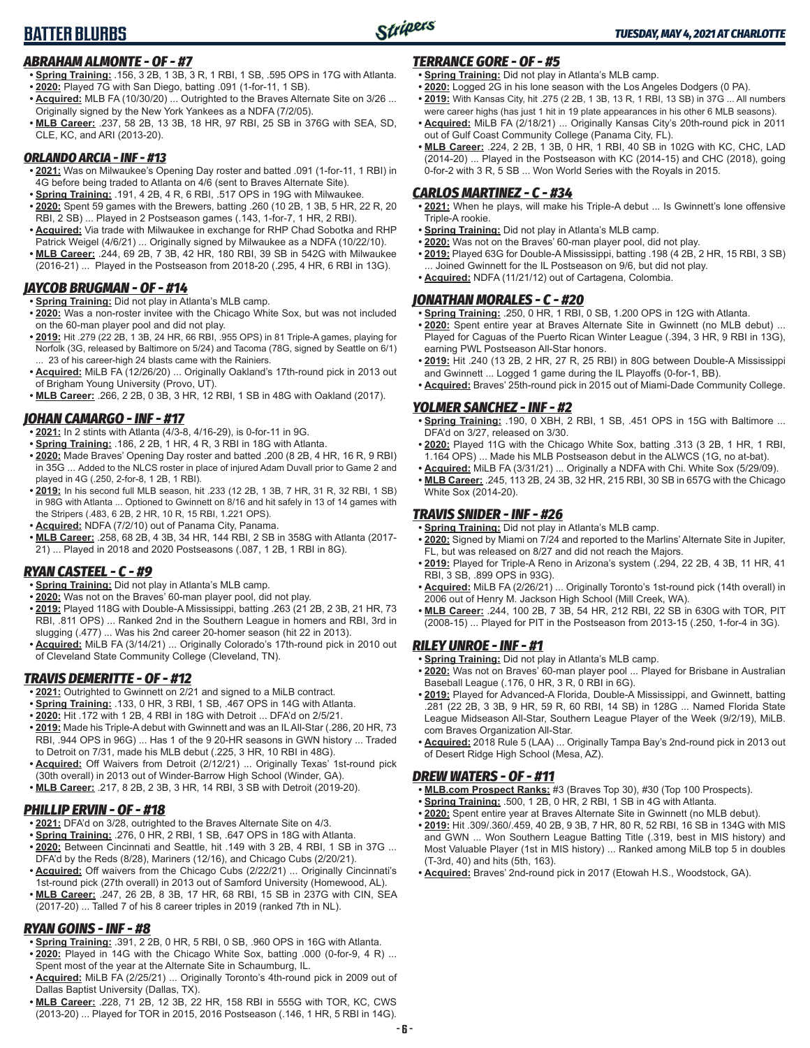## BATTER BLURBS

### *ABRAHAM ALMONTE - OF - #7*

- **Spring Training:** .156, 3 2B, 1 3B, 3 R, 1 RBI, 1 SB, .595 OPS in 17G with Atlanta.
- **2020:** Played 7G with San Diego, batting .091 (1-for-11, 1 SB).
- **Acquired:** MLB FA (10/30/20) ... Outrighted to the Braves Alternate Site on 3/26 ... Originally signed by the New York Yankees as a NDFA (7/2/05).
- **MLB Career:** .237, 58 2B, 13 3B, 18 HR, 97 RBI, 25 SB in 376G with SEA, SD, CLE, KC, and ARI (2013-20).

### *ORLANDO ARCIA - INF - #13*

- **2021:** Was on Milwaukee's Opening Day roster and batted .091 (1-for-11, 1 RBI) in 4G before being traded to Atlanta on 4/6 (sent to Braves Alternate Site).
- **Spring Training:** .191, 4 2B, 4 R, 6 RBI, .517 OPS in 19G with Milwaukee.
- **2020:** Spent 59 games with the Brewers, batting .260 (10 2B, 1 3B, 5 HR, 22 R, 20 RBI, 2 SB) ... Played in 2 Postseason games (.143, 1-for-7, 1 HR, 2 RBI).
- **Acquired:** Via trade with Milwaukee in exchange for RHP Chad Sobotka and RHP Patrick Weigel (4/6/21) ... Originally signed by Milwaukee as a NDFA (10/22/10).
- **MLB Career:** .244, 69 2B, 7 3B, 42 HR, 180 RBI, 39 SB in 542G with Milwaukee (2016-21) ... Played in the Postseason from 2018-20 (.295, 4 HR, 6 RBI in 13G).

### *JAYCOB BRUGMAN - OF - #14*

- **Spring Training:** Did not play in Atlanta's MLB camp.
- **2020:** Was a non-roster invitee with the Chicago White Sox, but was not included on the 60-man player pool and did not play.
- **2019:** Hit .279 (22 2B, 1 3B, 24 HR, 66 RBI, .955 OPS) in 81 Triple-A games, playing for Norfolk (3G, released by Baltimore on 5/24) and Tacoma (78G, signed by Seattle on 6/1) ... 23 of his career-high 24 blasts came with the Rainiers.
- **Acquired:** MiLB FA (12/26/20) ... Originally Oakland's 17th-round pick in 2013 out of Brigham Young University (Provo, UT).
- **MLB Career:** .266, 2 2B, 0 3B, 3 HR, 12 RBI, 1 SB in 48G with Oakland (2017).

### *JOHAN CAMARGO - INF - #17*

- **2021:** In 2 stints with Atlanta (4/3-8, 4/16-29), is 0-for-11 in 9G.
- **Spring Training:** .186, 2 2B, 1 HR, 4 R, 3 RBI in 18G with Atlanta.
- **2020:** Made Braves' Opening Day roster and batted .200 (8 2B, 4 HR, 16 R, 9 RBI) in 35G ... Added to the NLCS roster in place of injured Adam Duvall prior to Game 2 and played in 4G (.250, 2-for-8, 1 2B, 1 RBI).
- **2019:** In his second full MLB season, hit .233 (12 2B, 1 3B, 7 HR, 31 R, 32 RBI, 1 SB) in 98G with Atlanta ... Optioned to Gwinnett on 8/16 and hit safely in 13 of 14 games with the Stripers (.483, 6 2B, 2 HR, 10 R, 15 RBI, 1.221 OPS).
- **Acquired:** NDFA (7/2/10) out of Panama City, Panama.
- **MLB Career:** .258, 68 2B, 4 3B, 34 HR, 144 RBI, 2 SB in 358G with Atlanta (2017-21) ... Played in 2018 and 2020 Postseasons (.087, 1 2B, 1 RBI in 8G).

### *RYAN CASTEEL - C - #9*

- **Spring Training:** Did not play in Atlanta's MLB camp.
- **2020:** Was not on the Braves' 60-man player pool, did not play.
- **2019:** Played 118G with Double-A Mississippi, batting .263 (21 2B, 2 3B, 21 HR, 73 RBI, .811 OPS) ... Ranked 2nd in the Southern League in homers and RBI, 3rd in slugging (.477) ... Was his 2nd career 20-homer season (hit 22 in 2013).
- **Acquired:** MiLB FA (3/14/21) ... Originally Colorado's 17th-round pick in 2010 out of Cleveland State Community College (Cleveland, TN).

### *TRAVIS DEMERITTE - OF - #12*

- **2021:** Outrighted to Gwinnett on 2/21 and signed to a MiLB contract.
- **Spring Training:** .133, 0 HR, 3 RBI, 1 SB, .467 OPS in 14G with Atlanta.
- **2020:** Hit .172 with 1 2B, 4 RBI in 18G with Detroit ... DFA'd on 2/5/21.
- **2019:** Made his Triple-A debut with Gwinnett and was an IL All-Star (.286, 20 HR, 73 RBI, .944 OPS in 96G) ... Has 1 of the 9 20-HR seasons in GWN history ... Traded to Detroit on 7/31, made his MLB debut (.225, 3 HR, 10 RBI in 48G).
- **Acquired:** Off Waivers from Detroit (2/12/21) ... Originally Texas' 1st-round pick (30th overall) in 2013 out of Winder-Barrow High School (Winder, GA).
- **MLB Career:** .217, 8 2B, 2 3B, 3 HR, 14 RBI, 3 SB with Detroit (2019-20).

### *PHILLIP ERVIN - OF - #18*

- **2021:** DFA'd on 3/28, outrighted to the Braves Alternate Site on 4/3.
- **Spring Training:** .276, 0 HR, 2 RBI, 1 SB, .647 OPS in 18G with Atlanta.
- **2020:** Between Cincinnati and Seattle, hit .149 with 3 2B, 4 RBI, 1 SB in 37G ... DFA'd by the Reds (8/28), Mariners (12/16), and Chicago Cubs (2/20/21).
- **Acquired:** Off waivers from the Chicago Cubs (2/22/21) ... Originally Cincinnati's 1st-round pick (27th overall) in 2013 out of Samford University (Homewood, AL).
- **MLB Career:** .247, 26 2B, 8 3B, 17 HR, 68 RBI, 15 SB in 237G with CIN, SEA (2017-20) ... Talled 7 of his 8 career triples in 2019 (ranked 7th in NL).

### *RYAN GOINS - INF - #8*

- **Spring Training:** .391, 2 2B, 0 HR, 5 RBI, 0 SB, .960 OPS in 16G with Atlanta.
- **2020:** Played in 14G with the Chicago White Sox, batting .000 (0-for-9, 4 R) ... Spent most of the year at the Alternate Site in Schaumburg, IL.
- **Acquired:** MiLB FA (2/25/21) ... Originally Toronto's 4th-round pick in 2009 out of Dallas Baptist University (Dallas, TX).
- **MLB Career:** .228, 71 2B, 12 3B, 22 HR, 158 RBI in 555G with TOR, KC, CWS (2013-20) ... Played for TOR in 2015, 2016 Postseason (.146, 1 HR, 5 RBI in 14G).

### *TERRANCE GORE - OF - #5*

- **Spring Training:** Did not play in Atlanta's MLB camp.
- **2020:** Logged 2G in his lone season with the Los Angeles Dodgers (0 PA).
- **2019:** With Kansas City, hit .275 (2 2B, 1 3B, 13 R, 1 RBI, 13 SB) in 37G ... All numbers were career highs (has just 1 hit in 19 plate appearances in his other 6 MLB seasons).
- **Acquired:** MiLB FA (2/18/21) ... Originally Kansas City's 20th-round pick in 2011 out of Gulf Coast Community College (Panama City, FL).
- **MLB Career:** .224, 2 2B, 1 3B, 0 HR, 1 RBI, 40 SB in 102G with KC, CHC, LAD (2014-20) ... Played in the Postseason with KC (2014-15) and CHC (2018), going 0-for-2 with 3 R, 5 SB ... Won World Series with the Royals in 2015.

### *CARLOS MARTINEZ - C - #34*

- **2021:** When he plays, will make his Triple-A debut ... Is Gwinnett's lone offensive Triple-A rookie.
- **Spring Training:** Did not play in Atlanta's MLB camp.
- **2020:** Was not on the Braves' 60-man player pool, did not play.
- **2019:** Played 63G for Double-A Mississippi, batting .198 (4 2B, 2 HR, 15 RBI, 3 SB) ... Joined Gwinnett for the IL Postseason on 9/6, but did not play.
- **Acquired:** NDFA (11/21/12) out of Cartagena, Colombia.

### *JONATHAN MORALES - C - #20*

- **Spring Training:** .250, 0 HR, 1 RBI, 0 SB, 1.200 OPS in 12G with Atlanta.
- **2020:** Spent entire year at Braves Alternate Site in Gwinnett (no MLB debut) ... Played for Caguas of the Puerto Rican Winter League (.394, 3 HR, 9 RBI in 13G), earning PWL Postseason All-Star honors.
- **2019:** Hit .240 (13 2B, 2 HR, 27 R, 25 RBI) in 80G between Double-A Mississippi and Gwinnett ... Logged 1 game during the IL Playoffs (0-for-1, BB).
- **Acquired:** Braves' 25th-round pick in 2015 out of Miami-Dade Community College.

### *YOLMER SANCHEZ - INF - #2*

- **Spring Training:** .190, 0 XBH, 2 RBI, 1 SB, .451 OPS in 15G with Baltimore ... DFA'd on 3/27, released on 3/30.
- **2020:** Played 11G with the Chicago White Sox, batting .313 (3 2B, 1 HR, 1 RBI, 1.164 OPS) ... Made his MLB Postseason debut in the ALWCS (1G, no at-bat).
- **Acquired:** MiLB FA (3/31/21) ... Originally a NDFA with Chi. White Sox (5/29/09).
- **MLB Career:** .245, 113 2B, 24 3B, 32 HR, 215 RBI, 30 SB in 657G with the Chicago White Sox (2014-20).

### *TRAVIS SNIDER - INF - #26*

- **Spring Training:** Did not play in Atlanta's MLB camp.
- **2020:** Signed by Miami on 7/24 and reported to the Marlins' Alternate Site in Jupiter, FL, but was released on 8/27 and did not reach the Majors.
- **2019:** Played for Triple-A Reno in Arizona's system (.294, 22 2B, 4 3B, 11 HR, 41 RBI, 3 SB, .899 OPS in 93G).
- **Acquired:** MiLB FA (2/26/21) ... Originally Toronto's 1st-round pick (14th overall) in 2006 out of Henry M. Jackson High School (Mill Creek, WA).
- **MLB Career:** .244, 100 2B, 7 3B, 54 HR, 212 RBI, 22 SB in 630G with TOR, PIT (2008-15) ... Played for PIT in the Postseason from 2013-15 (.250, 1-for-4 in 3G).

### *RILEY UNROE - INF - #1*

- **Spring Training:** Did not play in Atlanta's MLB camp.
- **2020:** Was not on Braves' 60-man player pool ... Played for Brisbane in Australian Baseball League (.176, 0 HR, 3 R, 0 RBI in 6G).
- **2019:** Played for Advanced-A Florida, Double-A Mississippi, and Gwinnett, batting .281 (22 2B, 3 3B, 9 HR, 59 R, 60 RBI, 14 SB) in 128G ... Named Florida State League Midseason All-Star, Southern League Player of the Week (9/2/19), MiLB.com Braves Organization All-Star.
- **Acquired:** 2018 Rule 5 (LAA) ... Originally Tampa Bay's 2nd-round pick in 2013 out of Desert Ridge High School (Mesa, AZ).

### *DREW WATERS - OF - #11*

- **MLB.com Prospect Ranks:** #3 (Braves Top 30), #30 (Top 100 Prospects).
- **Spring Training:** .500, 1 2B, 0 HR, 2 RBI, 1 SB in 4G with Atlanta.
- **2020:** Spent entire year at Braves Alternate Site in Gwinnett (no MLB debut).
- **2019:** Hit .309/.360/.459, 40 2B, 9 3B, 7 HR, 80 R, 52 RBI, 16 SB in 134G with MIS and GWN ... Won Southern League Batting Title (.319, best in MIS history) and Most Valuable Player (1st in MIS history) ... Ranked among MiLB top 5 in doubles (T-3rd, 40) and hits (5th, 163).
- **Acquired:** Braves' 2nd-round pick in 2017 (Etowah H.S., Woodstock, GA).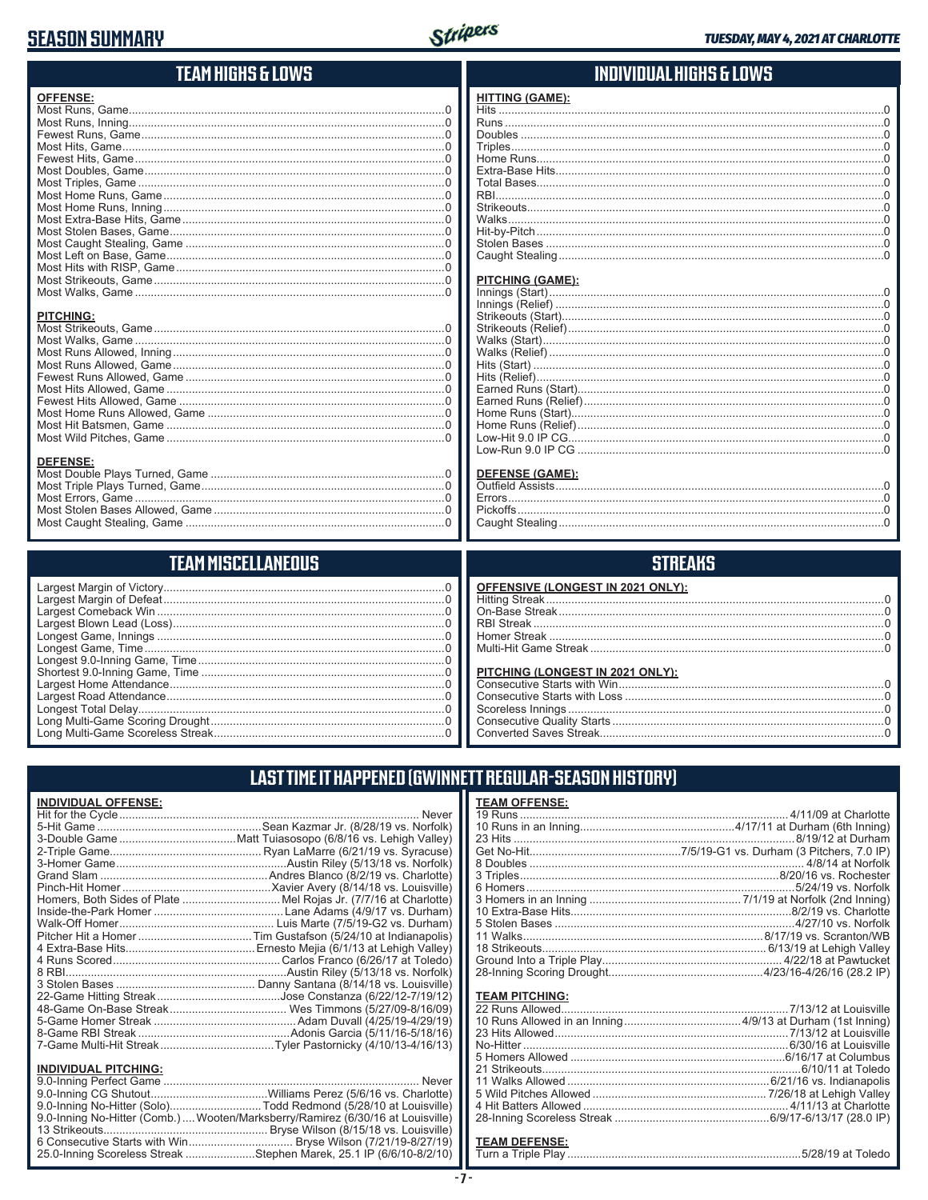# SEASON SUMMARY

## TEAM HIGHS & LOWS

**OFFENSE:**

| | |
|---|---|
| Most Runs, Game | 0 |
| Most Runs, Inning | 0 |
| Fewest Runs, Game | 0 |
| Most Hits, Game | 0 |
| Fewest Hits, Game | 0 |
| Most Doubles, Game | 0 |
| Most Triples, Game | 0 |
| Most Home Runs, Game | 0 |
| Most Home Runs, Inning | 0 |
| Most Extra-Base Hits, Game | 0 |
| Most Stolen Bases, Game | 0 |
| Most Caught Stealing, Game | 0 |
| Most Left on Base, Game | 0 |
| Most Hits with RISP, Game | 0 |
| Most Strikeouts, Game | 0 |
| Most Walks, Game | 0 |

**PITCHING:**

| | |
|---|---|
| Most Strikeouts, Game | 0 |
| Most Walks, Game | 0 |
| Most Runs Allowed, Inning | 0 |
| Most Runs Allowed, Game | 0 |
| Fewest Runs Allowed, Game | 0 |
| Most Hits Allowed, Game | 0 |
| Fewest Hits Allowed, Game | 0 |
| Most Home Runs Allowed, Game | 0 |
| Most Hit Batsmen, Game | 0 |
| Most Wild Pitches, Game | 0 |

**DEFENSE:**

| | |
|---|---|
| Most Double Plays Turned, Game | 0 |
| Most Triple Plays Turned, Game | 0 |
| Most Errors, Game | 0 |
| Most Stolen Bases Allowed, Game | 0 |
| Most Caught Stealing, Game | 0 |

## INDIVIDUAL HIGHS & LOWS

**HITTING (GAME):**

| | |
|---|---|
| Hits | 0 |
| Runs | 0 |
| Doubles | 0 |
| Triples | 0 |
| Home Runs | 0 |
| Extra-Base Hits | 0 |
| Total Bases | 0 |
| RBI | 0 |
| Strikeouts | 0 |
| Walks | 0 |
| Hit-by-Pitch | 0 |
| Stolen Bases | 0 |
| Caught Stealing | 0 |

**PITCHING (GAME):**

| | |
|---|---|
| Innings (Start) | 0 |
| Innings (Relief) | 0 |
| Strikeouts (Start) | 0 |
| Strikeouts (Relief) | 0 |
| Walks (Start) | 0 |
| Walks (Relief) | 0 |
| Hits (Start) | 0 |
| Hits (Relief) | 0 |
| Earned Runs (Start) | 0 |
| Earned Runs (Relief) | 0 |
| Home Runs (Start) | 0 |
| Home Runs (Relief) | 0 |
| Low-Hit 9.0 IP CG | 0 |
| Low-Run 9.0 IP CG | 0 |

**DEFENSE (GAME):**

| | |
|---|---|
| Outfield Assists | 0 |
| Errors | 0 |
| Pickoffs | 0 |
| Caught Stealing | 0 |

## TEAM MISCELLANEOUS

| | |
|---|---|
| Largest Margin of Victory | 0 |
| Largest Margin of Defeat | 0 |
| Largest Comeback Win | 0 |
| Largest Blown Lead (Loss) | 0 |
| Longest Game, Innings | 0 |
| Longest Game, Time | 0 |
| Longest 9.0-Inning Game, Time | 0 |
| Shortest 9.0-Inning Game, Time | 0 |
| Largest Home Attendance | 0 |
| Largest Road Attendance | 0 |
| Longest Total Delay | 0 |
| Long Multi-Game Scoring Drought | 0 |
| Long Multi-Game Scoreless Streak | 0 |

## STREAKS

**OFFENSIVE (LONGEST IN 2021 ONLY):**

| | |
|---|---|
| Hitting Streak | 0 |
| On-Base Streak | 0 |
| RBI Streak | 0 |
| Homer Streak | 0 |
| Multi-Hit Game Streak | 0 |

**PITCHING (LONGEST IN 2021 ONLY):**

| | |
|---|---|
| Consecutive Starts with Win | 0 |
| Consecutive Starts with Loss | 0 |
| Scoreless Innings | 0 |
| Consecutive Quality Starts | 0 |
| Converted Saves Streak | 0 |

## LAST TIME IT HAPPENED (GWINNETT REGULAR-SEASON HISTORY)

**INDIVIDUAL OFFENSE:**

| | |
|---|---|
| Hit for the Cycle | Never |
| 5-Hit Game | Sean Kazmar Jr. (8/28/19 vs. Norfolk) |
| 3-Double Game | Matt Tuiasosopo (6/8/16 vs. Lehigh Valley) |
| 2-Triple Game | Ryan LaMarre (6/21/19 vs. Syracuse) |
| 3-Homer Game | Austin Riley (5/13/18 vs. Norfolk) |
| Grand Slam | Andres Blanco (8/2/19 vs. Charlotte) |
| Pinch-Hit Homer | Xavier Avery (8/14/18 vs. Louisville) |
| Homers, Both Sides of Plate | Mel Rojas Jr. (7/7/16 at Charlotte) |
| Inside-the-Park Homer | Lane Adams (4/9/17 vs. Durham) |
| Walk-Off Homer | Luis Marte (7/5/19-G2 vs. Durham) |
| Pitcher Hit a Homer | Tim Gustafson (5/24/10 at Indianapolis) |
| 4 Extra-Base Hits | Ernesto Mejia (6/1/13 at Lehigh Valley) |
| 4 Runs Scored | Carlos Franco (6/26/17 at Toledo) |
| 8 RBI | Austin Riley (5/13/18 vs. Norfolk) |
| 3 Stolen Bases | Danny Santana (8/14/18 vs. Louisville) |
| 22-Game Hitting Streak | Jose Constanza (6/22/12-7/19/12) |
| 48-Game On-Base Streak | Wes Timmons (5/27/09-8/16/09) |
| 5-Game Homer Streak | Adam Duvall (4/25/19-4/29/19) |
| 8-Game RBI Streak | Adonis Garcia (5/11/16-5/18/16) |
| 7-Game Multi-Hit Streak | Tyler Pastornicky (4/10/13-4/16/13) |

**INDIVIDUAL PITCHING:**

| | |
|---|---|
| 9.0-Inning Perfect Game | Never |
| 9.0-Inning CG Shutout | Williams Perez (5/6/16 vs. Charlotte) |
| 9.0-Inning No-Hitter (Solo) | Todd Redmond (5/28/10 at Louisville) |
| 9.0-Inning No-Hitter (Comb.) | Wooten/Marksberry/Ramirez (6/30/16 at Louisville) |
| 13 Strikeouts | Bryse Wilson (8/15/18 vs. Louisville) |
| 6 Consecutive Starts with Win | Bryse Wilson (7/21/19-8/27/19) |
| 25.0-Inning Scoreless Streak | Stephen Marek, 25.1 IP (6/6/10-8/2/10) |

**TEAM OFFENSE:**

| | |
|---|---|
| 19 Runs | 4/11/09 at Charlotte |
| 10 Runs in an Inning | 4/17/11 at Durham (6th Inning) |
| 23 Hits | 8/19/12 at Durham |
| Get No-Hit | 7/5/19-G1 vs. Durham (3 Pitchers, 7.0 IP) |
| 8 Doubles | 4/8/14 at Norfolk |
| 3 Triples | 8/20/16 vs. Rochester |
| 6 Homers | 5/24/19 vs. Norfolk |
| 3 Homers in an Inning | 7/1/19 at Norfolk (2nd Inning) |
| 10 Extra-Base Hits | 8/2/19 vs. Charlotte |
| 5 Stolen Bases | 4/27/10 vs. Norfolk |
| 11 Walks | 8/17/19 vs. Scranton/WB |
| 18 Strikeouts | 6/13/19 at Lehigh Valley |
| Ground Into a Triple Play | 4/22/18 at Pawtucket |
| 28-Inning Scoring Drought | 4/23/16-4/26/16 (28.2 IP) |

**TEAM PITCHING:**

| | |
|---|---|
| 22 Runs Allowed | 7/13/12 at Louisville |
| 10 Runs Allowed in an Inning | 4/9/13 at Durham (1st Inning) |
| 23 Hits Allowed | 7/13/12 at Louisville |
| No-Hitter | 6/30/16 at Louisville |
| 5 Homers Allowed | 6/16/17 at Columbus |
| 21 Strikeouts | 6/10/11 at Toledo |
| 11 Walks Allowed | 6/21/16 vs. Indianapolis |
| 5 Wild Pitches Allowed | 7/26/18 at Lehigh Valley |
| 4 Hit Batters Allowed | 4/11/13 at Charlotte |
| 28-Inning Scoreless Streak | 6/9/17-6/13/17 (28.0 IP) |

**TEAM DEFENSE:**

| | |
|---|---|
| Turn a Triple Play | 5/28/19 at Toledo |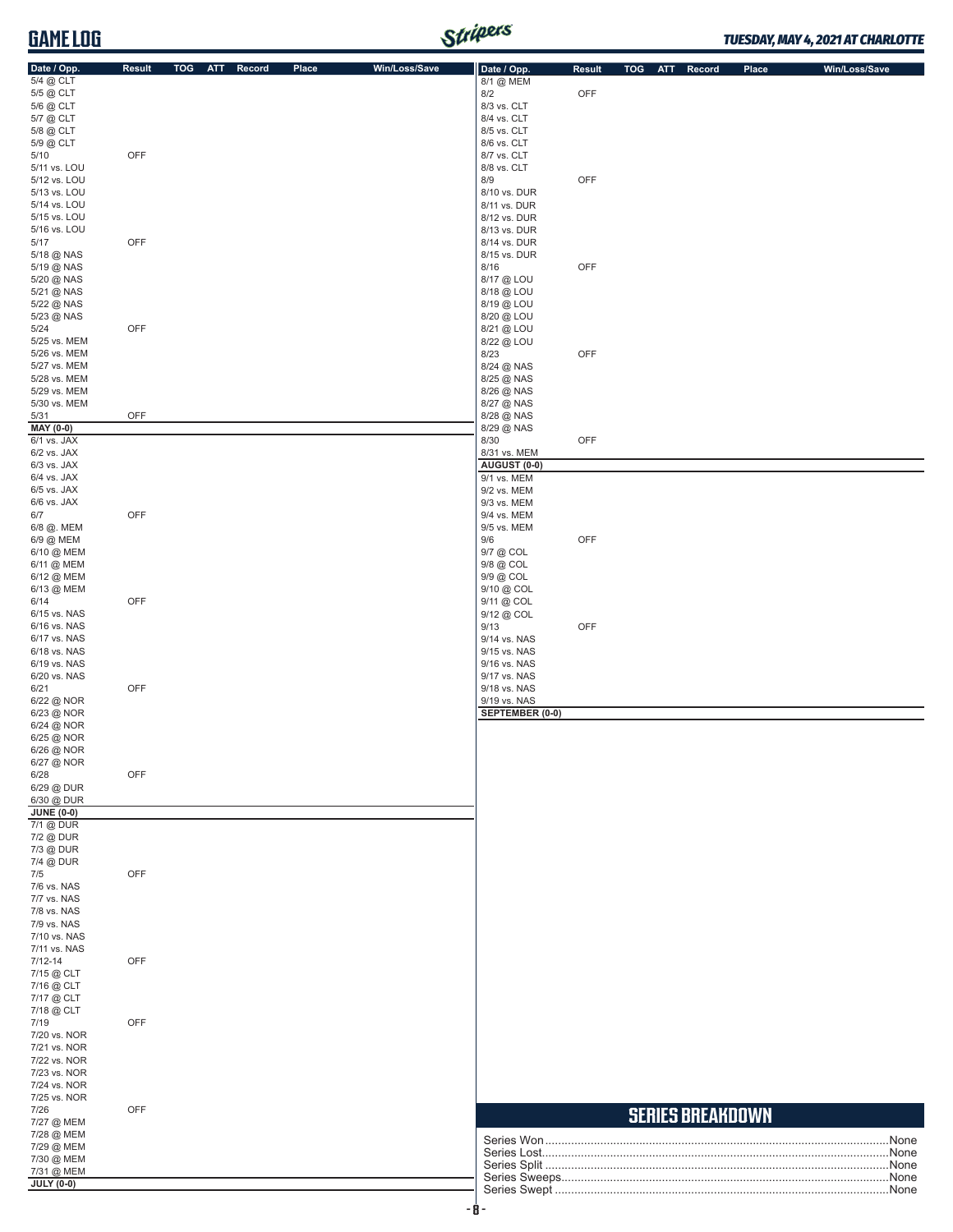## GAME LOG

| Date / Opp. | Result | TOG | ATT | Record | Place | Win/Loss/Save |
|---|---|---|---|---|---|---|
| 5/4 @ CLT | | | | | | |
| 5/5 @ CLT | | | | | | |
| 5/6 @ CLT | | | | | | |
| 5/7 @ CLT | | | | | | |
| 5/8 @ CLT | | | | | | |
| 5/9 @ CLT | | | | | | |
| 5/10 | OFF | | | | | |
| 5/11 vs. LOU | | | | | | |
| 5/12 vs. LOU | | | | | | |
| 5/13 vs. LOU | | | | | | |
| 5/14 vs. LOU | | | | | | |
| 5/15 vs. LOU | | | | | | |
| 5/16 vs. LOU | | | | | | |
| 5/17 | OFF | | | | | |
| 5/18 @ NAS | | | | | | |
| 5/19 @ NAS | | | | | | |
| 5/20 @ NAS | | | | | | |
| 5/21 @ NAS | | | | | | |
| 5/22 @ NAS | | | | | | |
| 5/23 @ NAS | | | | | | |
| 5/24 | OFF | | | | | |
| 5/25 vs. MEM | | | | | | |
| 5/26 vs. MEM | | | | | | |
| 5/27 vs. MEM | | | | | | |
| 5/28 vs. MEM | | | | | | |
| 5/29 vs. MEM | | | | | | |
| 5/30 vs. MEM | | | | | | |
| 5/31 | OFF | | | | | |
| **MAY (0-0)** | | | | | | |
| 6/1 vs. JAX | | | | | | |
| 6/2 vs. JAX | | | | | | |
| 6/3 vs. JAX | | | | | | |
| 6/4 vs. JAX | | | | | | |
| 6/5 vs. JAX | | | | | | |
| 6/6 vs. JAX | | | | | | |
| 6/7 | OFF | | | | | |
| 6/8 @. MEM | | | | | | |
| 6/9 @ MEM | | | | | | |
| 6/10 @ MEM | | | | | | |
| 6/11 @ MEM | | | | | | |
| 6/12 @ MEM | | | | | | |
| 6/13 @ MEM | | | | | | |
| 6/14 | OFF | | | | | |
| 6/15 vs. NAS | | | | | | |
| 6/16 vs. NAS | | | | | | |
| 6/17 vs. NAS | | | | | | |
| 6/18 vs. NAS | | | | | | |
| 6/19 vs. NAS | | | | | | |
| 6/20 vs. NAS | | | | | | |
| 6/21 | OFF | | | | | |
| 6/22 @ NOR | | | | | | |
| 6/23 @ NOR | | | | | | |
| 6/24 @ NOR | | | | | | |
| 6/25 @ NOR | | | | | | |
| 6/26 @ NOR | | | | | | |
| 6/27 @ NOR | | | | | | |
| 6/28 | OFF | | | | | |
| 6/29 @ DUR | | | | | | |
| 6/30 @ DUR | | | | | | |
| **JUNE (0-0)** | | | | | | |
| 7/1 @ DUR | | | | | | |
| 7/2 @ DUR | | | | | | |
| 7/3 @ DUR | | | | | | |
| 7/4 @ DUR | | | | | | |
| 7/5 | OFF | | | | | |
| 7/6 vs. NAS | | | | | | |
| 7/7 vs. NAS | | | | | | |
| 7/8 vs. NAS | | | | | | |
| 7/9 vs. NAS | | | | | | |
| 7/10 vs. NAS | | | | | | |
| 7/11 vs. NAS | | | | | | |
| 7/12-14 | OFF | | | | | |
| 7/15 @ CLT | | | | | | |
| 7/16 @ CLT | | | | | | |
| 7/17 @ CLT | | | | | | |
| 7/18 @ CLT | | | | | | |
| 7/19 | OFF | | | | | |
| 7/20 vs. NOR | | | | | | |
| 7/21 vs. NOR | | | | | | |
| 7/22 vs. NOR | | | | | | |
| 7/23 vs. NOR | | | | | | |
| 7/24 vs. NOR | | | | | | |
| 7/25 vs. NOR | | | | | | |
| 7/26 | OFF | | | | | |
| 7/27 @ MEM | | | | | | |
| 7/28 @ MEM | | | | | | |
| 7/29 @ MEM | | | | | | |
| 7/30 @ MEM | | | | | | |
| 7/31 @ MEM | | | | | | |
| **JULY (0-0)** | | | | | | |
| 8/1 @ MEM | | | | | | |
| 8/2 | OFF | | | | | |
| 8/3 vs. CLT | | | | | | |
| 8/4 vs. CLT | | | | | | |
| 8/5 vs. CLT | | | | | | |
| 8/6 vs. CLT | | | | | | |
| 8/7 vs. CLT | | | | | | |
| 8/8 vs. CLT | | | | | | |
| 8/9 | OFF | | | | | |
| 8/10 vs. DUR | | | | | | |
| 8/11 vs. DUR | | | | | | |
| 8/12 vs. DUR | | | | | | |
| 8/13 vs. DUR | | | | | | |
| 8/14 vs. DUR | | | | | | |
| 8/15 vs. DUR | | | | | | |
| 8/16 | OFF | | | | | |
| 8/17 @ LOU | | | | | | |
| 8/18 @ LOU | | | | | | |
| 8/19 @ LOU | | | | | | |
| 8/20 @ LOU | | | | | | |
| 8/21 @ LOU | | | | | | |
| 8/22 @ LOU | | | | | | |
| 8/23 | OFF | | | | | |
| 8/24 @ NAS | | | | | | |
| 8/25 @ NAS | | | | | | |
| 8/26 @ NAS | | | | | | |
| 8/27 @ NAS | | | | | | |
| 8/28 @ NAS | | | | | | |
| 8/29 @ NAS | | | | | | |
| 8/30 | OFF | | | | | |
| 8/31 vs. MEM | | | | | | |
| **AUGUST (0-0)** | | | | | | |
| 9/1 vs. MEM | | | | | | |
| 9/2 vs. MEM | | | | | | |
| 9/3 vs. MEM | | | | | | |
| 9/4 vs. MEM | | | | | | |
| 9/5 vs. MEM | | | | | | |
| 9/6 | OFF | | | | | |
| 9/7 @ COL | | | | | | |
| 9/8 @ COL | | | | | | |
| 9/9 @ COL | | | | | | |
| 9/10 @ COL | | | | | | |
| 9/11 @ COL | | | | | | |
| 9/12 @ COL | | | | | | |
| 9/13 | OFF | | | | | |
| 9/14 vs. NAS | | | | | | |
| 9/15 vs. NAS | | | | | | |
| 9/16 vs. NAS | | | | | | |
| 9/17 vs. NAS | | | | | | |
| 9/18 vs. NAS | | | | | | |
| 9/19 vs. NAS | | | | | | |
| **SEPTEMBER (0-0)** | | | | | | |

## SERIES BREAKDOWN

Series Won........................................None
Series Lost........................................None
Series Split........................................None
Series Sweeps........................................None
Series Swept........................................None